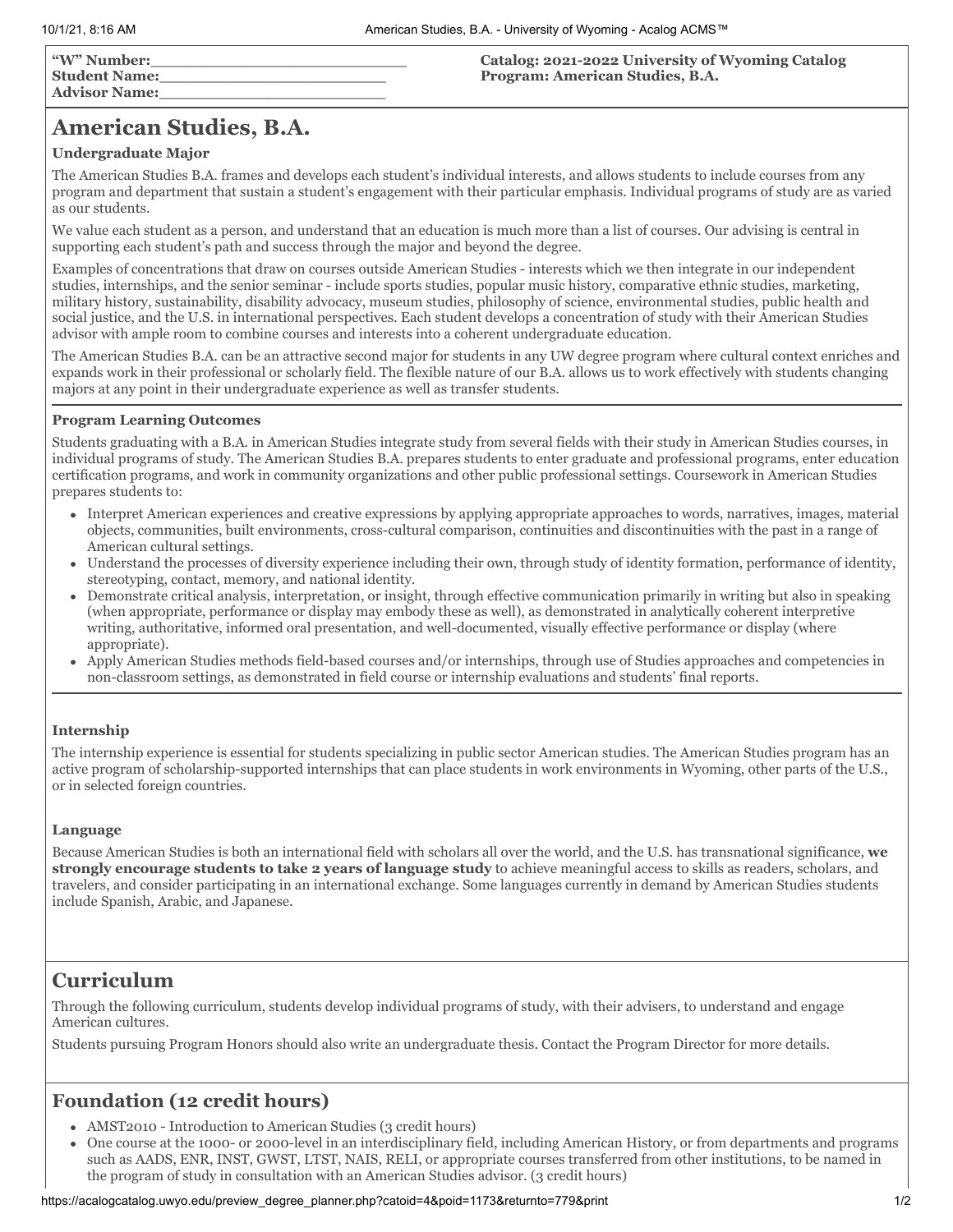**"W" Number:___________________________**
**Student Name:________________________**
**Advisor Name:________________________**

**Catalog: 2021-2022 University of Wyoming Catalog**
**Program: American Studies, B.A.**

# American Studies, B.A.

**Undergraduate Major**

The American Studies B.A. frames and develops each student's individual interests, and allows students to include courses from any program and department that sustain a student's engagement with their particular emphasis. Individual programs of study are as varied as our students.

We value each student as a person, and understand that an education is much more than a list of courses. Our advising is central in supporting each student's path and success through the major and beyond the degree.

Examples of concentrations that draw on courses outside American Studies - interests which we then integrate in our independent studies, internships, and the senior seminar - include sports studies, popular music history, comparative ethnic studies, marketing, military history, sustainability, disability advocacy, museum studies, philosophy of science, environmental studies, public health and social justice, and the U.S. in international perspectives. Each student develops a concentration of study with their American Studies advisor with ample room to combine courses and interests into a coherent undergraduate education.

The American Studies B.A. can be an attractive second major for students in any UW degree program where cultural context enriches and expands work in their professional or scholarly field. The flexible nature of our B.A. allows us to work effectively with students changing majors at any point in their undergraduate experience as well as transfer students.

**Program Learning Outcomes**

Students graduating with a B.A. in American Studies integrate study from several fields with their study in American Studies courses, in individual programs of study. The American Studies B.A. prepares students to enter graduate and professional programs, enter education certification programs, and work in community organizations and other public professional settings. Coursework in American Studies prepares students to:

- Interpret American experiences and creative expressions by applying appropriate approaches to words, narratives, images, material objects, communities, built environments, cross-cultural comparison, continuities and discontinuities with the past in a range of American cultural settings.
- Understand the processes of diversity experience including their own, through study of identity formation, performance of identity, stereotyping, contact, memory, and national identity.
- Demonstrate critical analysis, interpretation, or insight, through effective communication primarily in writing but also in speaking (when appropriate, performance or display may embody these as well), as demonstrated in analytically coherent interpretive writing, authoritative, informed oral presentation, and well-documented, visually effective performance or display (where appropriate).
- Apply American Studies methods field-based courses and/or internships, through use of Studies approaches and competencies in non-classroom settings, as demonstrated in field course or internship evaluations and students' final reports.

**Internship**

The internship experience is essential for students specializing in public sector American studies. The American Studies program has an active program of scholarship-supported internships that can place students in work environments in Wyoming, other parts of the U.S., or in selected foreign countries.

**Language**

Because American Studies is both an international field with scholars all over the world, and the U.S. has transnational significance, **we strongly encourage students to take 2 years of language study** to achieve meaningful access to skills as readers, scholars, and travelers, and consider participating in an international exchange. Some languages currently in demand by American Studies students include Spanish, Arabic, and Japanese.

## Curriculum

Through the following curriculum, students develop individual programs of study, with their advisers, to understand and engage American cultures.

Students pursuing Program Honors should also write an undergraduate thesis. Contact the Program Director for more details.

## Foundation (12 credit hours)

- AMST2010 - Introduction to American Studies (3 credit hours)
- One course at the 1000- or 2000-level in an interdisciplinary field, including American History, or from departments and programs such as AADS, ENR, INST, GWST, LTST, NAIS, RELI, or appropriate courses transferred from other institutions, to be named in the program of study in consultation with an American Studies advisor. (3 credit hours)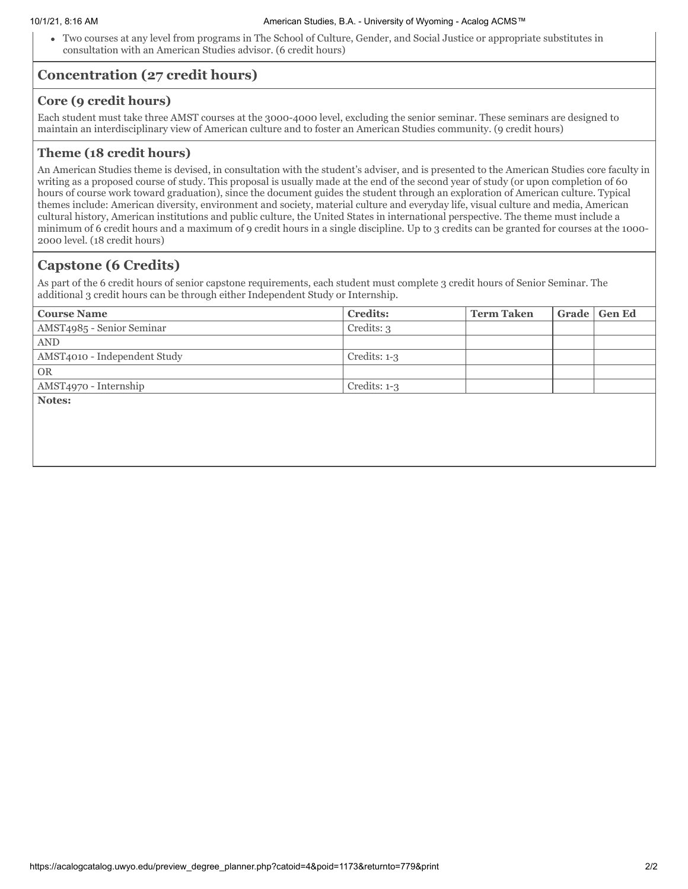- Two courses at any level from programs in The School of Culture, Gender, and Social Justice or appropriate substitutes in consultation with an American Studies advisor. (6 credit hours)

## Concentration (27 credit hours)

### Core (9 credit hours)

Each student must take three AMST courses at the 3000-4000 level, excluding the senior seminar. These seminars are designed to maintain an interdisciplinary view of American culture and to foster an American Studies community. (9 credit hours)

### Theme (18 credit hours)

An American Studies theme is devised, in consultation with the student's adviser, and is presented to the American Studies core faculty in writing as a proposed course of study. This proposal is usually made at the end of the second year of study (or upon completion of 60 hours of course work toward graduation), since the document guides the student through an exploration of American culture. Typical themes include: American diversity, environment and society, material culture and everyday life, visual culture and media, American cultural history, American institutions and public culture, the United States in international perspective. The theme must include a minimum of 6 credit hours and a maximum of 9 credit hours in a single discipline. Up to 3 credits can be granted for courses at the 1000-2000 level. (18 credit hours)

## Capstone (6 Credits)

As part of the 6 credit hours of senior capstone requirements, each student must complete 3 credit hours of Senior Seminar. The additional 3 credit hours can be through either Independent Study or Internship.

| Course Name | Credits: | Term Taken | Grade | Gen Ed |
|---|---|---|---|---|
| AMST4985 - Senior Seminar | Credits: 3 | | | |
| AND | | | | |
| AMST4010 - Independent Study | Credits: 1-3 | | | |
| OR | | | | |
| AMST4970 - Internship | Credits: 1-3 | | | |

**Notes:**